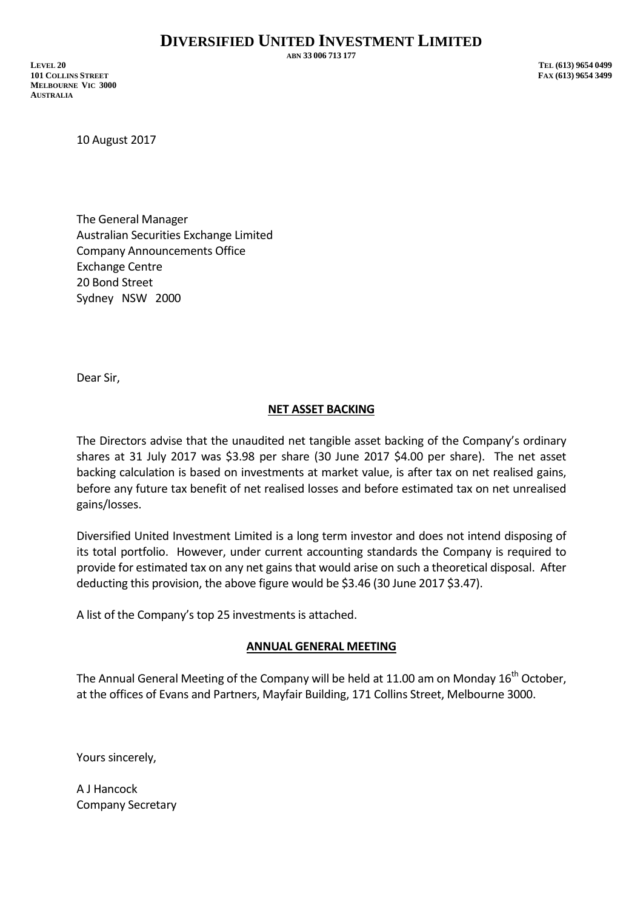# DIVERSIFIED UNITED INVESTMENT LIMITED

ABN 33 006 713 177

LEVEL 20
101 COLLINS STREET
MELBOURNE VIC 3000
AUSTRALIA

TEL (613) 9654 0499
FAX (613) 9654 3499

10 August 2017

The General Manager
Australian Securities Exchange Limited
Company Announcements Office
Exchange Centre
20 Bond Street
Sydney NSW 2000

Dear Sir,

**NET ASSET BACKING**

The Directors advise that the unaudited net tangible asset backing of the Company's ordinary shares at 31 July 2017 was $3.98 per share (30 June 2017 $4.00 per share). The net asset backing calculation is based on investments at market value, is after tax on net realised gains, before any future tax benefit of net realised losses and before estimated tax on net unrealised gains/losses.

Diversified United Investment Limited is a long term investor and does not intend disposing of its total portfolio. However, under current accounting standards the Company is required to provide for estimated tax on any net gains that would arise on such a theoretical disposal. After deducting this provision, the above figure would be $3.46 (30 June 2017 $3.47).

A list of the Company's top 25 investments is attached.

**ANNUAL GENERAL MEETING**

The Annual General Meeting of the Company will be held at 11.00 am on Monday 16th October, at the offices of Evans and Partners, Mayfair Building, 171 Collins Street, Melbourne 3000.

Yours sincerely,

A J Hancock
Company Secretary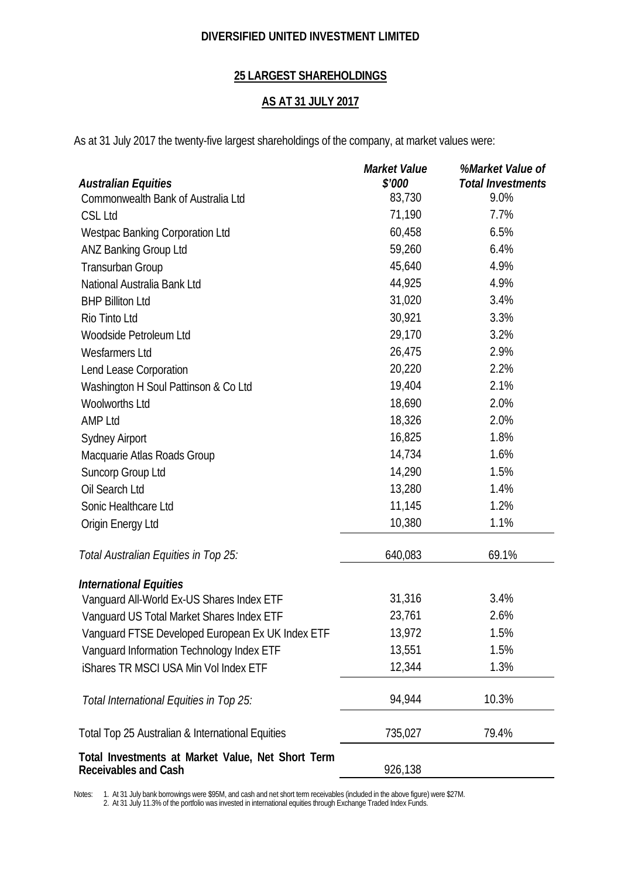**DIVERSIFIED UNITED INVESTMENT LIMITED**

**25 LARGEST SHAREHOLDINGS**

**AS AT 31 JULY 2017**

As at 31 July 2017 the twenty-five largest shareholdings of the company, at market values were:

| ***Australian Equities*** | ***Market Value $'000*** | ***%Market Value of Total Investments*** |
|---|---|---|
| Commonwealth Bank of Australia Ltd | 83,730 | 9.0% |
| CSL Ltd | 71,190 | 7.7% |
| Westpac Banking Corporation Ltd | 60,458 | 6.5% |
| ANZ Banking Group Ltd | 59,260 | 6.4% |
| Transurban Group | 45,640 | 4.9% |
| National Australia Bank Ltd | 44,925 | 4.9% |
| BHP Billiton Ltd | 31,020 | 3.4% |
| Rio Tinto Ltd | 30,921 | 3.3% |
| Woodside Petroleum Ltd | 29,170 | 3.2% |
| Wesfarmers Ltd | 26,475 | 2.9% |
| Lend Lease Corporation | 20,220 | 2.2% |
| Washington H Soul Pattinson & Co Ltd | 19,404 | 2.1% |
| Woolworths Ltd | 18,690 | 2.0% |
| AMP Ltd | 18,326 | 2.0% |
| Sydney Airport | 16,825 | 1.8% |
| Macquarie Atlas Roads Group | 14,734 | 1.6% |
| Suncorp Group Ltd | 14,290 | 1.5% |
| Oil Search Ltd | 13,280 | 1.4% |
| Sonic Healthcare Ltd | 11,145 | 1.2% |
| Origin Energy Ltd | 10,380 | 1.1% |
| *Total Australian Equities in Top 25:* | 640,083 | 69.1% |
| ***International Equities*** | | |
| Vanguard All-World Ex-US Shares Index ETF | 31,316 | 3.4% |
| Vanguard US Total Market Shares Index ETF | 23,761 | 2.6% |
| Vanguard FTSE Developed European Ex UK Index ETF | 13,972 | 1.5% |
| Vanguard Information Technology Index ETF | 13,551 | 1.5% |
| iShares TR MSCI USA Min Vol Index ETF | 12,344 | 1.3% |
| *Total International Equities in Top 25:* | 94,944 | 10.3% |
| Total Top 25 Australian & International Equities | 735,027 | 79.4% |
| **Total Investments at Market Value, Net Short Term Receivables and Cash** | 926,138 | |

Notes: 1. At 31 July bank borrowings were $95M, and cash and net short term receivables (included in the above figure) were $27M.
2. At 31 July 11.3% of the portfolio was invested in international equities through Exchange Traded Index Funds.